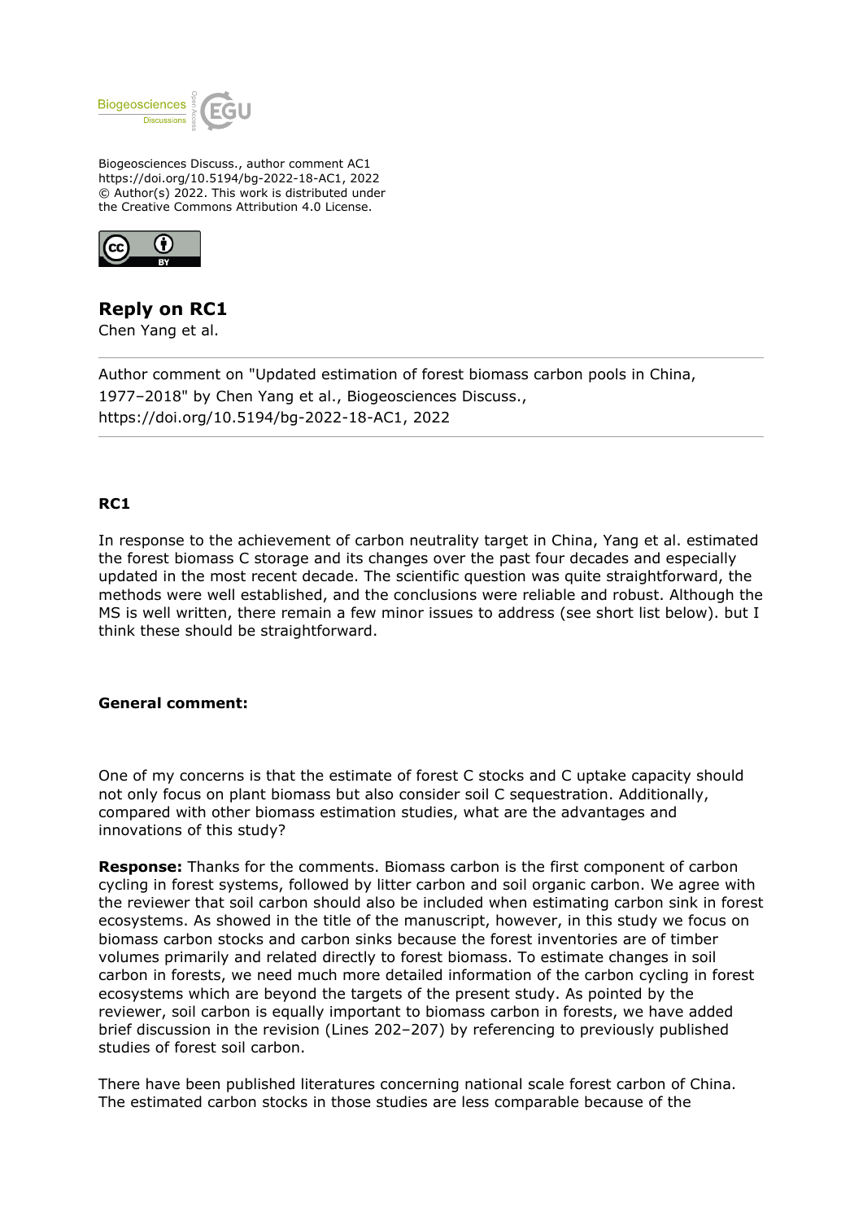Biogeosciences Discuss., author comment AC1
https://doi.org/10.5194/bg-2022-18-AC1, 2022
© Author(s) 2022. This work is distributed under
the Creative Commons Attribution 4.0 License.

## Reply on RC1

Chen Yang et al.

---

Author comment on "Updated estimation of forest biomass carbon pools in China, 1977–2018" by Chen Yang et al., Biogeosciences Discuss., https://doi.org/10.5194/bg-2022-18-AC1, 2022

---

**RC1**

In response to the achievement of carbon neutrality target in China, Yang et al. estimated the forest biomass C storage and its changes over the past four decades and especially updated in the most recent decade. The scientific question was quite straightforward, the methods were well established, and the conclusions were reliable and robust. Although the MS is well written, there remain a few minor issues to address (see short list below). but I think these should be straightforward.

**General comment:**

One of my concerns is that the estimate of forest C stocks and C uptake capacity should not only focus on plant biomass but also consider soil C sequestration. Additionally, compared with other biomass estimation studies, what are the advantages and innovations of this study?

**Response:** Thanks for the comments. Biomass carbon is the first component of carbon cycling in forest systems, followed by litter carbon and soil organic carbon. We agree with the reviewer that soil carbon should also be included when estimating carbon sink in forest ecosystems. As showed in the title of the manuscript, however, in this study we focus on biomass carbon stocks and carbon sinks because the forest inventories are of timber volumes primarily and related directly to forest biomass. To estimate changes in soil carbon in forests, we need much more detailed information of the carbon cycling in forest ecosystems which are beyond the targets of the present study. As pointed by the reviewer, soil carbon is equally important to biomass carbon in forests, we have added brief discussion in the revision (Lines 202–207) by referencing to previously published studies of forest soil carbon.

There have been published literatures concerning national scale forest carbon of China. The estimated carbon stocks in those studies are less comparable because of the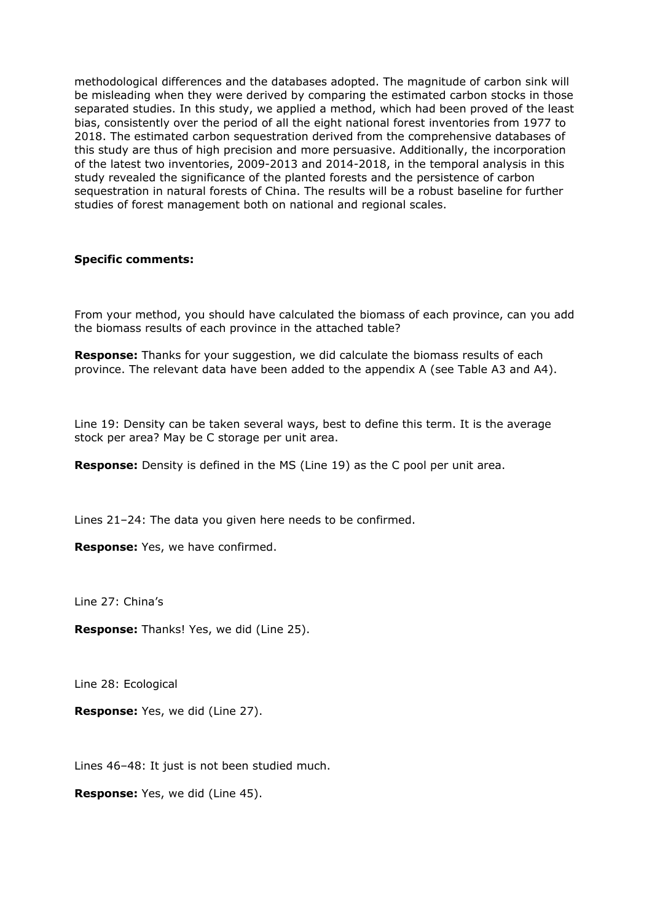methodological differences and the databases adopted. The magnitude of carbon sink will be misleading when they were derived by comparing the estimated carbon stocks in those separated studies. In this study, we applied a method, which had been proved of the least bias, consistently over the period of all the eight national forest inventories from 1977 to 2018. The estimated carbon sequestration derived from the comprehensive databases of this study are thus of high precision and more persuasive. Additionally, the incorporation of the latest two inventories, 2009-2013 and 2014-2018, in the temporal analysis in this study revealed the significance of the planted forests and the persistence of carbon sequestration in natural forests of China. The results will be a robust baseline for further studies of forest management both on national and regional scales.

**Specific comments:**

From your method, you should have calculated the biomass of each province, can you add the biomass results of each province in the attached table?

**Response:** Thanks for your suggestion, we did calculate the biomass results of each province. The relevant data have been added to the appendix A (see Table A3 and A4).

Line 19: Density can be taken several ways, best to define this term. It is the average stock per area? May be C storage per unit area.

**Response:** Density is defined in the MS (Line 19) as the C pool per unit area.

Lines 21–24: The data you given here needs to be confirmed.

**Response:** Yes, we have confirmed.

Line 27: China's

**Response:** Thanks! Yes, we did (Line 25).

Line 28: Ecological

**Response:** Yes, we did (Line 27).

Lines 46–48: It just is not been studied much.

**Response:** Yes, we did (Line 45).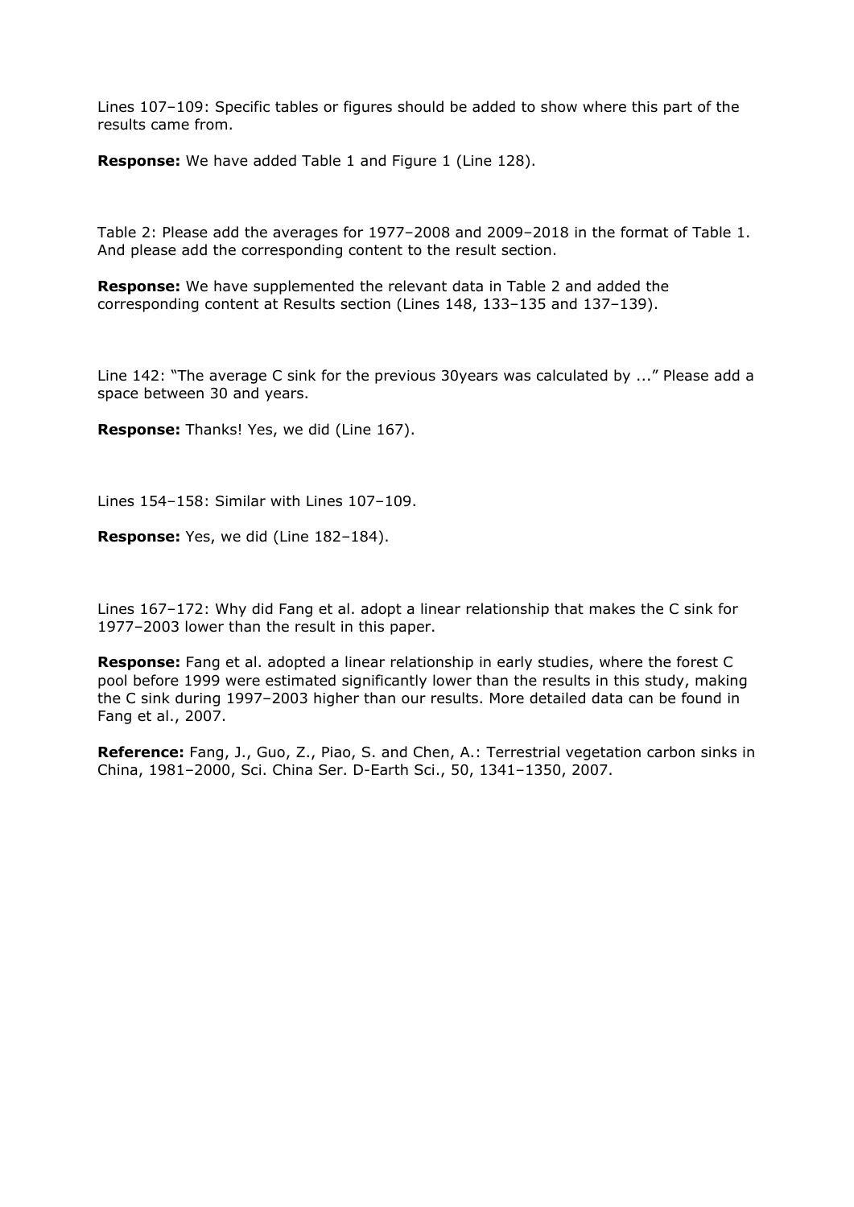Lines 107–109: Specific tables or figures should be added to show where this part of the results came from.

**Response:** We have added Table 1 and Figure 1 (Line 128).

Table 2: Please add the averages for 1977–2008 and 2009–2018 in the format of Table 1. And please add the corresponding content to the result section.

**Response:** We have supplemented the relevant data in Table 2 and added the corresponding content at Results section (Lines 148, 133–135 and 137–139).

Line 142: "The average C sink for the previous 30years was calculated by ..." Please add a space between 30 and years.

**Response:** Thanks! Yes, we did (Line 167).

Lines 154–158: Similar with Lines 107–109.

**Response:** Yes, we did (Line 182–184).

Lines 167–172: Why did Fang et al. adopt a linear relationship that makes the C sink for 1977–2003 lower than the result in this paper.

**Response:** Fang et al. adopted a linear relationship in early studies, where the forest C pool before 1999 were estimated significantly lower than the results in this study, making the C sink during 1997–2003 higher than our results. More detailed data can be found in Fang et al., 2007.

**Reference:** Fang, J., Guo, Z., Piao, S. and Chen, A.: Terrestrial vegetation carbon sinks in China, 1981–2000, Sci. China Ser. D-Earth Sci., 50, 1341–1350, 2007.